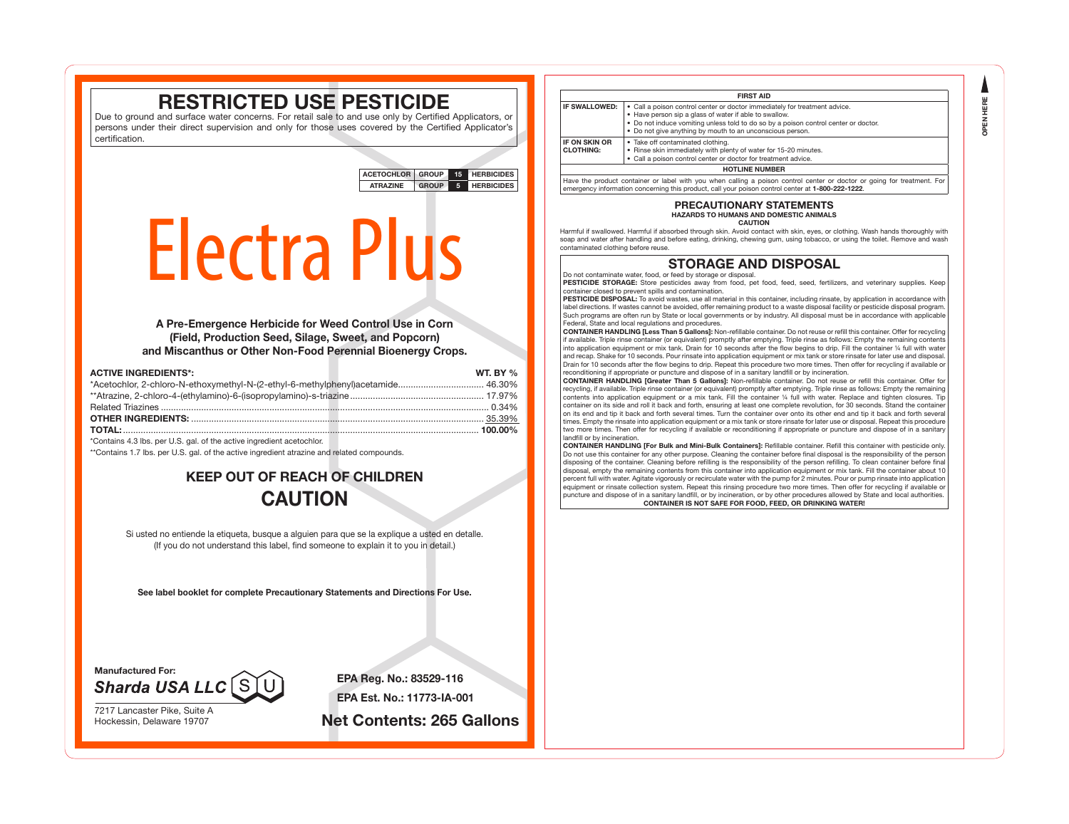# RESTRICTED USE PESTICIDE

Due to ground and surface water concerns. For retail sale to and use only by Certified Applicators, or persons under their direct supervision and only for those uses covered by the Certified Applicator's certification.

| ACETOCHLOR | GROUP | 15 | HERBICIDES |
|---|---|---|---|
| ATRAZINE | GROUP | 5 | HERBICIDES |

# Electra Plus

**A Pre-Emergence Herbicide for Weed Control Use in Corn (Field, Production Seed, Silage, Sweet, and Popcorn) and Miscanthus or Other Non-Food Perennial Bioenergy Crops.**

| **ACTIVE INGREDIENTS*:** | **WT. BY %** |
|---|---|
| *Acetochlor, 2-chloro-N-ethoxymethyl-N-(2-ethyl-6-methylphenyl)acetamide | 46.30% |
| **Atrazine, 2-chloro-4-(ethylamino)-6-(isopropylamino)-s-triazine | 17.97% |
| Related Triazines | 0.34% |
| **OTHER INGREDIENTS:** | 35.39% |
| **TOTAL:** | **100.00%** |

*Contains 4.3 lbs. per U.S. gal. of the active ingredient acetochlor.

**Contains 1.7 lbs. per U.S. gal. of the active ingredient atrazine and related compounds.

## KEEP OUT OF REACH OF CHILDREN
## CAUTION

Si usted no entiende la etiqueta, busque a alguien para que se la explique a usted en detalle.
(If you do not understand this label, find someone to explain it to you in detail.)

**See label booklet for complete Precautionary Statements and Directions For Use.**

**Manufactured For:**
***Sharda USA LLC***
7217 Lancaster Pike, Suite A
Hockessin, Delaware 19707

**EPA Reg. No.: 83529-116**
**EPA Est. No.: 11773-IA-001**

**Net Contents: 265 Gallons**

| FIRST AID | |
|---|---|
| **IF SWALLOWED:** | • Call a poison control center or doctor immediately for treatment advice.<br>• Have person sip a glass of water if able to swallow.<br>• Do not induce vomiting unless told to do so by a poison control center or doctor.<br>• Do not give anything by mouth to an unconscious person. |
| **IF ON SKIN OR CLOTHING:** | • Take off contaminated clothing.<br>• Rinse skin immediately with plenty of water for 15-20 minutes.<br>• Call a poison control center or doctor for treatment advice. |
| **HOTLINE NUMBER** | |
| Have the product container or label with you when calling a poison control center or doctor or going for treatment. For emergency information concerning this product, call your poison control center at **1-800-222-1222**. | |

## PRECAUTIONARY STATEMENTS
### HAZARDS TO HUMANS AND DOMESTIC ANIMALS
**CAUTION**

Harmful if swallowed. Harmful if absorbed through skin. Avoid contact with skin, eyes, or clothing. Wash hands thoroughly with soap and water after handling and before eating, drinking, chewing gum, using tobacco, or using the toilet. Remove and wash contaminated clothing before reuse.

## STORAGE AND DISPOSAL

Do not contaminate water, food, or feed by storage or disposal.

**PESTICIDE STORAGE:** Store pesticides away from food, pet food, feed, seed, fertilizers, and veterinary supplies. Keep container closed to prevent spills and contamination.

**PESTICIDE DISPOSAL:** To avoid wastes, use all material in this container, including rinsate, by application in accordance with label directions. If wastes cannot be avoided, offer remaining product to a waste disposal facility or pesticide disposal program. Such programs are often run by State or local governments or by industry. All disposal must be in accordance with applicable Federal, State and local regulations and procedures.

**CONTAINER HANDLING [Less Than 5 Gallons]:** Non-refillable container. Do not reuse or refill this container. Offer for recycling if available. Triple rinse container (or equivalent) promptly after emptying. Triple rinse as follows: Empty the remaining contents into application equipment or mix tank. Drain for 10 seconds after the flow begins to drip. Fill the container ¼ full with water and recap. Shake for 10 seconds. Pour rinsate into application equipment or mix tank or store rinsate for later use and disposal. Drain for 10 seconds after the flow begins to drip. Repeat this procedure two more times. Then offer for recycling if available or reconditioning if appropriate or puncture and dispose of in a sanitary landfill or by incineration.

**CONTAINER HANDLING [Greater Than 5 Gallons]:** Non-refillable container. Do not reuse or refill this container. Offer for recycling, if available. Triple rinse container (or equivalent) promptly after emptying. Triple rinse as follows: Empty the remaining contents into application equipment or a mix tank. Fill the container ¼ full with water. Replace and tighten closures. Tip container on its side and roll it back and forth, ensuring at least one complete revolution, for 30 seconds. Stand the container on its end and tip it back and forth several times. Turn the container over onto its other end and tip it back and forth several times. Empty the rinsate into application equipment or a mix tank or store rinsate for later use or disposal. Repeat this procedure two more times. Then offer for recycling if available or reconditioning if appropriate or puncture and dispose of in a sanitary landfill or by incineration.

**CONTAINER HANDLING [For Bulk and Mini-Bulk Containers]:** Refillable container. Refill this container with pesticide only. Do not use this container for any other purpose. Cleaning the container before final disposal is the responsibility of the person disposing of the container. Cleaning before refilling is the responsibility of the person refilling. To clean container before final disposal, empty the remaining contents from this container into application equipment or mix tank. Fill the container about 10 percent full with water. Agitate vigorously or recirculate water with the pump for 2 minutes. Pour or pump rinsate into application equipment or rinsate collection system. Repeat this rinsing procedure two more times. Then offer for recycling if available or puncture and dispose of in a sanitary landfill, or by incineration, or by other procedures allowed by State and local authorities.

**CONTAINER IS NOT SAFE FOR FOOD, FEED, OR DRINKING WATER!**

OPEN HERE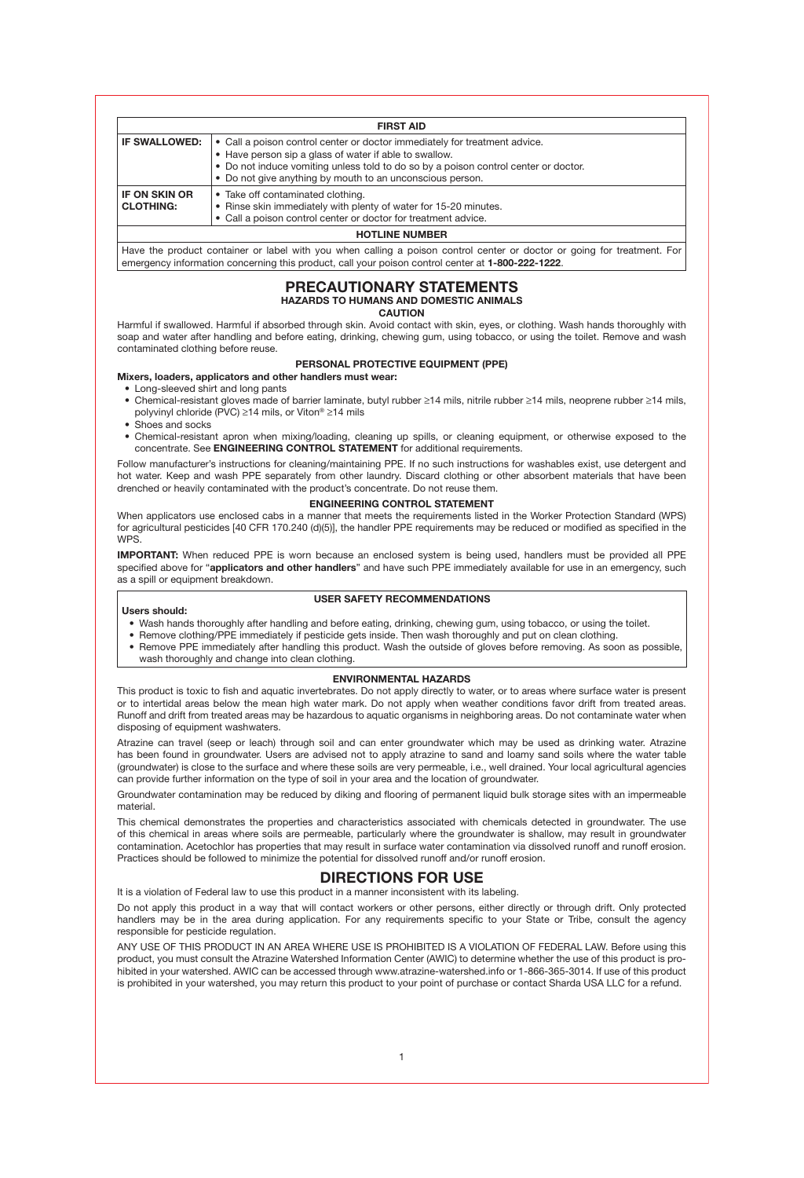| FIRST AID | |
| --- | --- |
| **IF SWALLOWED:** | • Call a poison control center or doctor immediately for treatment advice.<br>• Have person sip a glass of water if able to swallow.<br>• Do not induce vomiting unless told to do so by a poison control center or doctor.<br>• Do not give anything by mouth to an unconscious person. |
| **IF ON SKIN OR CLOTHING:** | • Take off contaminated clothing.<br>• Rinse skin immediately with plenty of water for 15-20 minutes.<br>• Call a poison control center or doctor for treatment advice. |
| **HOTLINE NUMBER** | |
| Have the product container or label with you when calling a poison control center or doctor or going for treatment. For emergency information concerning this product, call your poison control center at **1-800-222-1222**. | |

# PRECAUTIONARY STATEMENTS

## HAZARDS TO HUMANS AND DOMESTIC ANIMALS

**CAUTION**

Harmful if swallowed. Harmful if absorbed through skin. Avoid contact with skin, eyes, or clothing. Wash hands thoroughly with soap and water after handling and before eating, drinking, chewing gum, using tobacco, or using the toilet. Remove and wash contaminated clothing before reuse.

### PERSONAL PROTECTIVE EQUIPMENT (PPE)

**Mixers, loaders, applicators and other handlers must wear:**

- Long-sleeved shirt and long pants
- Chemical-resistant gloves made of barrier laminate, butyl rubber ≥14 mils, nitrile rubber ≥14 mils, neoprene rubber ≥14 mils, polyvinyl chloride (PVC) ≥14 mils, or Viton® ≥14 mils
- Shoes and socks
- Chemical-resistant apron when mixing/loading, cleaning up spills, or cleaning equipment, or otherwise exposed to the concentrate. See **ENGINEERING CONTROL STATEMENT** for additional requirements.

Follow manufacturer's instructions for cleaning/maintaining PPE. If no such instructions for washables exist, use detergent and hot water. Keep and wash PPE separately from other laundry. Discard clothing or other absorbent materials that have been drenched or heavily contaminated with the product's concentrate. Do not reuse them.

### ENGINEERING CONTROL STATEMENT

When applicators use enclosed cabs in a manner that meets the requirements listed in the Worker Protection Standard (WPS) for agricultural pesticides [40 CFR 170.240 (d)(5)], the handler PPE requirements may be reduced or modified as specified in the WPS.

**IMPORTANT:** When reduced PPE is worn because an enclosed system is being used, handlers must be provided all PPE specified above for "**applicators and other handlers**" and have such PPE immediately available for use in an emergency, such as a spill or equipment breakdown.

### USER SAFETY RECOMMENDATIONS

**Users should:**

- Wash hands thoroughly after handling and before eating, drinking, chewing gum, using tobacco, or using the toilet.
- Remove clothing/PPE immediately if pesticide gets inside. Then wash thoroughly and put on clean clothing.
- Remove PPE immediately after handling this product. Wash the outside of gloves before removing. As soon as possible, wash thoroughly and change into clean clothing.

### ENVIRONMENTAL HAZARDS

This product is toxic to fish and aquatic invertebrates. Do not apply directly to water, or to areas where surface water is present or to intertidal areas below the mean high water mark. Do not apply when weather conditions favor drift from treated areas. Runoff and drift from treated areas may be hazardous to aquatic organisms in neighboring areas. Do not contaminate water when disposing of equipment washwaters.

Atrazine can travel (seep or leach) through soil and can enter groundwater which may be used as drinking water. Atrazine has been found in groundwater. Users are advised not to apply atrazine to sand and loamy sand soils where the water table (groundwater) is close to the surface and where these soils are very permeable, i.e., well drained. Your local agricultural agencies can provide further information on the type of soil in your area and the location of groundwater.

Groundwater contamination may be reduced by diking and flooring of permanent liquid bulk storage sites with an impermeable material.

This chemical demonstrates the properties and characteristics associated with chemicals detected in groundwater. The use of this chemical in areas where soils are permeable, particularly where the groundwater is shallow, may result in groundwater contamination. Acetochlor has properties that may result in surface water contamination via dissolved runoff and runoff erosion. Practices should be followed to minimize the potential for dissolved runoff and/or runoff erosion.

# DIRECTIONS FOR USE

It is a violation of Federal law to use this product in a manner inconsistent with its labeling.

Do not apply this product in a way that will contact workers or other persons, either directly or through drift. Only protected handlers may be in the area during application. For any requirements specific to your State or Tribe, consult the agency responsible for pesticide regulation.

ANY USE OF THIS PRODUCT IN AN AREA WHERE USE IS PROHIBITED IS A VIOLATION OF FEDERAL LAW. Before using this product, you must consult the Atrazine Watershed Information Center (AWIC) to determine whether the use of this product is prohibited in your watershed. AWIC can be accessed through www.atrazine-watershed.info or 1-866-365-3014. If use of this product is prohibited in your watershed, you may return this product to your point of purchase or contact Sharda USA LLC for a refund.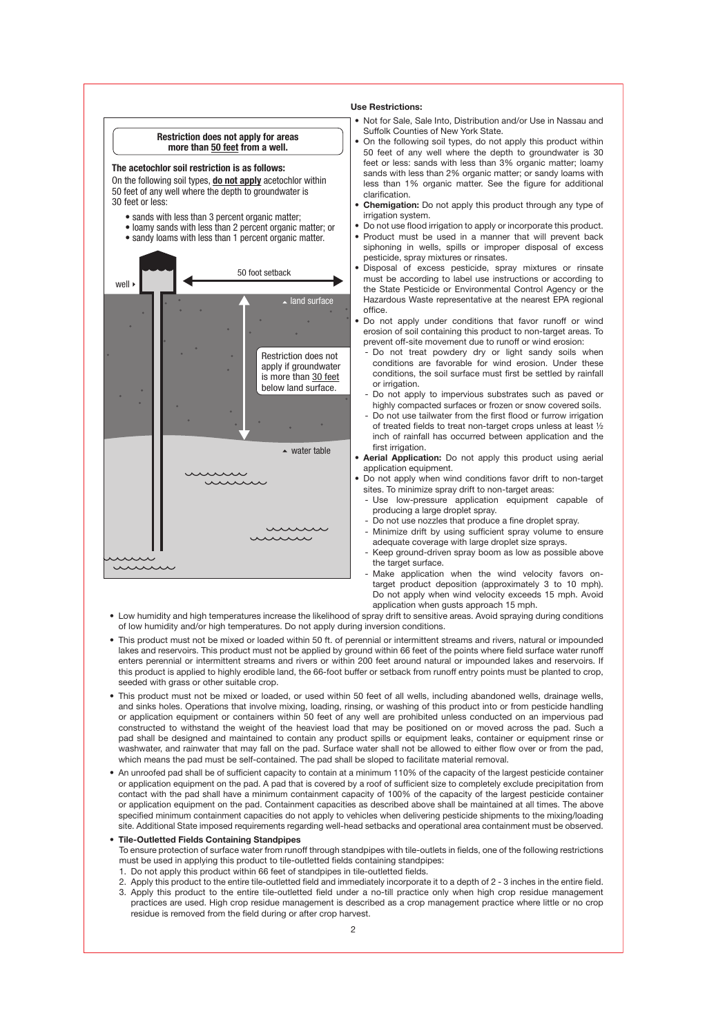**Restriction does not apply for areas more than 50 feet from a well.**

**The acetochlor soil restriction is as follows:**
On the following soil types, **do not apply** acetochlor within 50 feet of any well where the depth to groundwater is 30 feet or less:

- sands with less than 3 percent organic matter;
- loamy sands with less than 2 percent organic matter; or
- sandy loams with less than 1 percent organic matter.

well ▸ | 50 foot setback | land surface | Restriction does not apply if groundwater is more than 30 feet below land surface. | water table

**Use Restrictions:**

- Not for Sale, Sale Into, Distribution and/or Use in Nassau and Suffolk Counties of New York State.
- On the following soil types, do not apply this product within 50 feet of any well where the depth to groundwater is 30 feet or less: sands with less than 3% organic matter; loamy sands with less than 2% organic matter; or sandy loams with less than 1% organic matter. See the figure for additional clarification.
- **Chemigation:** Do not apply this product through any type of irrigation system.
- Do not use flood irrigation to apply or incorporate this product.
- Product must be used in a manner that will prevent back siphoning in wells, spills or improper disposal of excess pesticide, spray mixtures or rinsates.
- Disposal of excess pesticide, spray mixtures or rinsate must be according to label use instructions or according to the State Pesticide or Environmental Control Agency or the Hazardous Waste representative at the nearest EPA regional office.
- Do not apply under conditions that favor runoff or wind erosion of soil containing this product to non-target areas. To prevent off-site movement due to runoff or wind erosion:
  - Do not treat powdery dry or light sandy soils when conditions are favorable for wind erosion. Under these conditions, the soil surface must first be settled by rainfall or irrigation.
  - Do not apply to impervious substrates such as paved or highly compacted surfaces or frozen or snow covered soils.
  - Do not use tailwater from the first flood or furrow irrigation of treated fields to treat non-target crops unless at least ½ inch of rainfall has occurred between application and the first irrigation.
- **Aerial Application:** Do not apply this product using aerial application equipment.
- Do not apply when wind conditions favor drift to non-target sites. To minimize spray drift to non-target areas:
  - Use low-pressure application equipment capable of producing a large droplet spray.
  - Do not use nozzles that produce a fine droplet spray.
  - Minimize drift by using sufficient spray volume to ensure adequate coverage with large droplet size sprays.
  - Keep ground-driven spray boom as low as possible above the target surface.
  - Make application when the wind velocity favors on-target product deposition (approximately 3 to 10 mph). Do not apply when wind velocity exceeds 15 mph. Avoid application when gusts approach 15 mph.
- Low humidity and high temperatures increase the likelihood of spray drift to sensitive areas. Avoid spraying during conditions of low humidity and/or high temperatures. Do not apply during inversion conditions.
- This product must not be mixed or loaded within 50 ft. of perennial or intermittent streams and rivers, natural or impounded lakes and reservoirs. This product must not be applied by ground within 66 feet of the points where field surface water runoff enters perennial or intermittent streams and rivers or within 200 feet around natural or impounded lakes and reservoirs. If this product is applied to highly erodible land, the 66-foot buffer or setback from runoff entry points must be planted to crop, seeded with grass or other suitable crop.
- This product must not be mixed or loaded, or used within 50 feet of all wells, including abandoned wells, drainage wells, and sinks holes. Operations that involve mixing, loading, rinsing, or washing of this product into or from pesticide handling or application equipment or containers within 50 feet of any well are prohibited unless conducted on an impervious pad constructed to withstand the weight of the heaviest load that may be positioned on or moved across the pad. Such a pad shall be designed and maintained to contain any product spills or equipment leaks, container or equipment rinse or washwater, and rainwater that may fall on the pad. Surface water shall not be allowed to either flow over or from the pad, which means the pad must be self-contained. The pad shall be sloped to facilitate material removal.
- An unroofed pad shall be of sufficient capacity to contain at a minimum 110% of the capacity of the largest pesticide container or application equipment on the pad. A pad that is covered by a roof of sufficient size to completely exclude precipitation from contact with the pad shall have a minimum containment capacity of 100% of the capacity of the largest pesticide container or application equipment on the pad. Containment capacities as described above shall be maintained at all times. The above specified minimum containment capacities do not apply to vehicles when delivering pesticide shipments to the mixing/loading site. Additional State imposed requirements regarding well-head setbacks and operational area containment must be observed.
- **Tile-Outletted Fields Containing Standpipes**
  To ensure protection of surface water from runoff through standpipes with tile-outlets in fields, one of the following restrictions must be used in applying this product to tile-outletted fields containing standpipes:
  1. Do not apply this product within 66 feet of standpipes in tile-outletted fields.
  2. Apply this product to the entire tile-outletted field and immediately incorporate it to a depth of 2 - 3 inches in the entire field.
  3. Apply this product to the entire tile-outletted field under a no-till practice only when high crop residue management practices are used. High crop residue management is described as a crop management practice where little or no crop residue is removed from the field during or after crop harvest.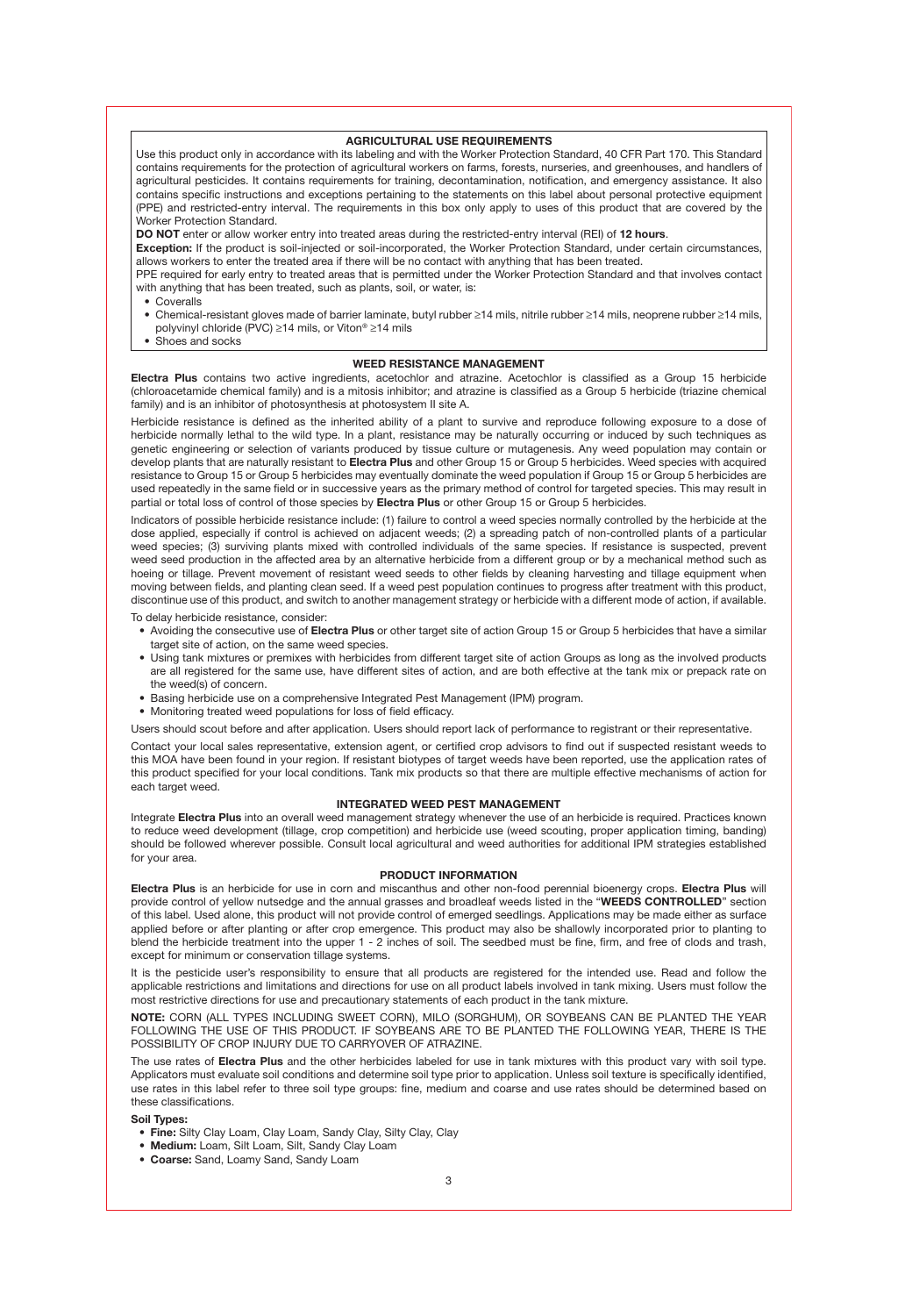## AGRICULTURAL USE REQUIREMENTS

Use this product only in accordance with its labeling and with the Worker Protection Standard, 40 CFR Part 170. This Standard contains requirements for the protection of agricultural workers on farms, forests, nurseries, and greenhouses, and handlers of agricultural pesticides. It contains requirements for training, decontamination, notification, and emergency assistance. It also contains specific instructions and exceptions pertaining to the statements on this label about personal protective equipment (PPE) and restricted-entry interval. The requirements in this box only apply to uses of this product that are covered by the Worker Protection Standard.

**DO NOT** enter or allow worker entry into treated areas during the restricted-entry interval (REI) of **12 hours**.

**Exception:** If the product is soil-injected or soil-incorporated, the Worker Protection Standard, under certain circumstances, allows workers to enter the treated area if there will be no contact with anything that has been treated.

PPE required for early entry to treated areas that is permitted under the Worker Protection Standard and that involves contact with anything that has been treated, such as plants, soil, or water, is:

- Coveralls
- Chemical-resistant gloves made of barrier laminate, butyl rubber ≥14 mils, nitrile rubber ≥14 mils, neoprene rubber ≥14 mils, polyvinyl chloride (PVC) ≥14 mils, or Viton® ≥14 mils
- Shoes and socks

## WEED RESISTANCE MANAGEMENT

**Electra Plus** contains two active ingredients, acetochlor and atrazine. Acetochlor is classified as a Group 15 herbicide (chloroacetamide chemical family) and is a mitosis inhibitor; and atrazine is classified as a Group 5 herbicide (triazine chemical family) and is an inhibitor of photosynthesis at photosystem II site A.

Herbicide resistance is defined as the inherited ability of a plant to survive and reproduce following exposure to a dose of herbicide normally lethal to the wild type. In a plant, resistance may be naturally occurring or induced by such techniques as genetic engineering or selection of variants produced by tissue culture or mutagenesis. Any weed population may contain or develop plants that are naturally resistant to **Electra Plus** and other Group 15 or Group 5 herbicides. Weed species with acquired resistance to Group 15 or Group 5 herbicides may eventually dominate the weed population if Group 15 or Group 5 herbicides are used repeatedly in the same field or in successive years as the primary method of control for targeted species. This may result in partial or total loss of control of those species by **Electra Plus** or other Group 15 or Group 5 herbicides.

Indicators of possible herbicide resistance include: (1) failure to control a weed species normally controlled by the herbicide at the dose applied, especially if control is achieved on adjacent weeds; (2) a spreading patch of non-controlled plants of a particular weed species; (3) surviving plants mixed with controlled individuals of the same species. If resistance is suspected, prevent weed seed production in the affected area by an alternative herbicide from a different group or by a mechanical method such as hoeing or tillage. Prevent movement of resistant weed seeds to other fields by cleaning harvesting and tillage equipment when moving between fields, and planting clean seed. If a weed pest population continues to progress after treatment with this product, discontinue use of this product, and switch to another management strategy or herbicide with a different mode of action, if available.

To delay herbicide resistance, consider:

- Avoiding the consecutive use of **Electra Plus** or other target site of action Group 15 or Group 5 herbicides that have a similar target site of action, on the same weed species.
- Using tank mixtures or premixes with herbicides from different target site of action Groups as long as the involved products are all registered for the same use, have different sites of action, and are both effective at the tank mix or prepack rate on the weed(s) of concern.
- Basing herbicide use on a comprehensive Integrated Pest Management (IPM) program.
- Monitoring treated weed populations for loss of field efficacy.

Users should scout before and after application. Users should report lack of performance to registrant or their representative.

Contact your local sales representative, extension agent, or certified crop advisors to find out if suspected resistant weeds to this MOA have been found in your region. If resistant biotypes of target weeds have been reported, use the application rates of this product specified for your local conditions. Tank mix products so that there are multiple effective mechanisms of action for each target weed.

## INTEGRATED WEED PEST MANAGEMENT

Integrate **Electra Plus** into an overall weed management strategy whenever the use of an herbicide is required. Practices known to reduce weed development (tillage, crop competition) and herbicide use (weed scouting, proper application timing, banding) should be followed wherever possible. Consult local agricultural and weed authorities for additional IPM strategies established for your area.

## PRODUCT INFORMATION

**Electra Plus** is an herbicide for use in corn and miscanthus and other non-food perennial bioenergy crops. **Electra Plus** will provide control of yellow nutsedge and the annual grasses and broadleaf weeds listed in the "**WEEDS CONTROLLED**" section of this label. Used alone, this product will not provide control of emerged seedlings. Applications may be made either as surface applied before or after planting or after crop emergence. This product may also be shallowly incorporated prior to planting to blend the herbicide treatment into the upper 1 - 2 inches of soil. The seedbed must be fine, firm, and free of clods and trash, except for minimum or conservation tillage systems.

It is the pesticide user's responsibility to ensure that all products are registered for the intended use. Read and follow the applicable restrictions and limitations and directions for use on all product labels involved in tank mixing. Users must follow the most restrictive directions for use and precautionary statements of each product in the tank mixture.

**NOTE:** CORN (ALL TYPES INCLUDING SWEET CORN), MILO (SORGHUM), OR SOYBEANS CAN BE PLANTED THE YEAR FOLLOWING THE USE OF THIS PRODUCT. IF SOYBEANS ARE TO BE PLANTED THE FOLLOWING YEAR, THERE IS THE POSSIBILITY OF CROP INJURY DUE TO CARRYOVER OF ATRAZINE.

The use rates of **Electra Plus** and the other herbicides labeled for use in tank mixtures with this product vary with soil type. Applicators must evaluate soil conditions and determine soil type prior to application. Unless soil texture is specifically identified, use rates in this label refer to three soil type groups: fine, medium and coarse and use rates should be determined based on these classifications.

**Soil Types:**

- **Fine:** Silty Clay Loam, Clay Loam, Sandy Clay, Silty Clay, Clay
- **Medium:** Loam, Silt Loam, Silt, Sandy Clay Loam
- **Coarse:** Sand, Loamy Sand, Sandy Loam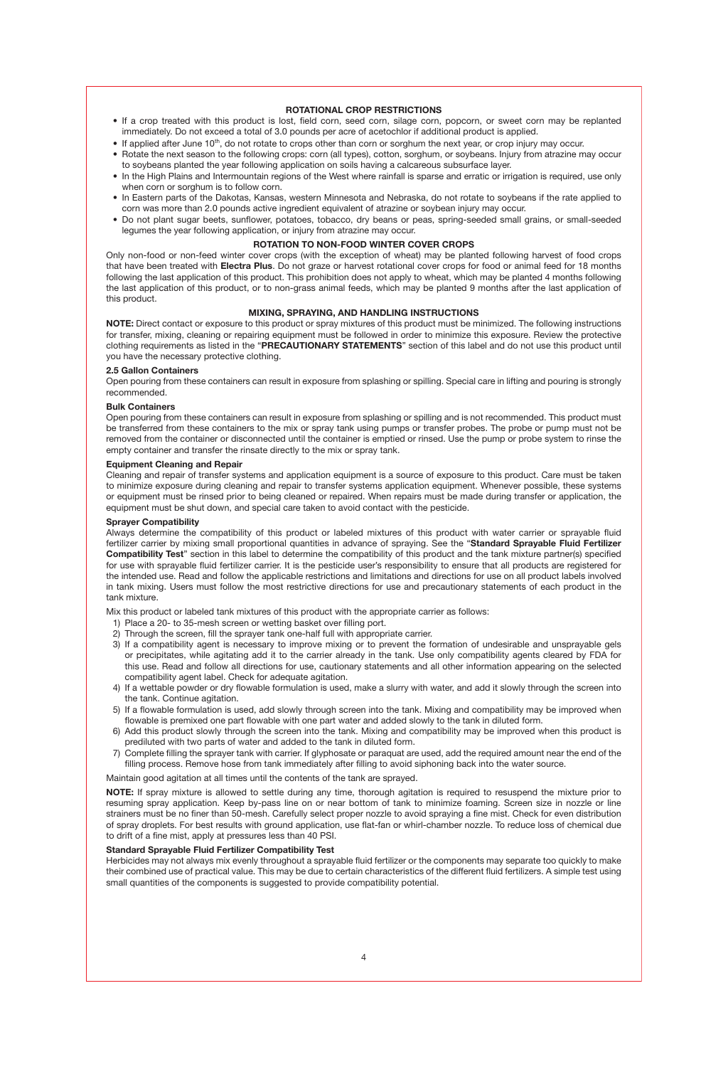## ROTATIONAL CROP RESTRICTIONS

- If a crop treated with this product is lost, field corn, seed corn, silage corn, popcorn, or sweet corn may be replanted immediately. Do not exceed a total of 3.0 pounds per acre of acetochlor if additional product is applied.
- If applied after June 10th, do not rotate to crops other than corn or sorghum the next year, or crop injury may occur.
- Rotate the next season to the following crops: corn (all types), cotton, sorghum, or soybeans. Injury from atrazine may occur to soybeans planted the year following application on soils having a calcareous subsurface layer.
- In the High Plains and Intermountain regions of the West where rainfall is sparse and erratic or irrigation is required, use only when corn or sorghum is to follow corn.
- In Eastern parts of the Dakotas, Kansas, western Minnesota and Nebraska, do not rotate to soybeans if the rate applied to corn was more than 2.0 pounds active ingredient equivalent of atrazine or soybean injury may occur.
- Do not plant sugar beets, sunflower, potatoes, tobacco, dry beans or peas, spring-seeded small grains, or small-seeded legumes the year following application, or injury from atrazine may occur.

## ROTATION TO NON-FOOD WINTER COVER CROPS

Only non-food or non-feed winter cover crops (with the exception of wheat) may be planted following harvest of food crops that have been treated with **Electra Plus**. Do not graze or harvest rotational cover crops for food or animal feed for 18 months following the last application of this product. This prohibition does not apply to wheat, which may be planted 4 months following the last application of this product, or to non-grass animal feeds, which may be planted 9 months after the last application of this product.

## MIXING, SPRAYING, AND HANDLING INSTRUCTIONS

**NOTE:** Direct contact or exposure to this product or spray mixtures of this product must be minimized. The following instructions for transfer, mixing, cleaning or repairing equipment must be followed in order to minimize this exposure. Review the protective clothing requirements as listed in the "**PRECAUTIONARY STATEMENTS**" section of this label and do not use this product until you have the necessary protective clothing.

### 2.5 Gallon Containers

Open pouring from these containers can result in exposure from splashing or spilling. Special care in lifting and pouring is strongly recommended.

### Bulk Containers

Open pouring from these containers can result in exposure from splashing or spilling and is not recommended. This product must be transferred from these containers to the mix or spray tank using pumps or transfer probes. The probe or pump must not be removed from the container or disconnected until the container is emptied or rinsed. Use the pump or probe system to rinse the empty container and transfer the rinsate directly to the mix or spray tank.

### Equipment Cleaning and Repair

Cleaning and repair of transfer systems and application equipment is a source of exposure to this product. Care must be taken to minimize exposure during cleaning and repair to transfer systems application equipment. Whenever possible, these systems or equipment must be rinsed prior to being cleaned or repaired. When repairs must be made during transfer or application, the equipment must be shut down, and special care taken to avoid contact with the pesticide.

### Sprayer Compatibility

Always determine the compatibility of this product or labeled mixtures of this product with water carrier or sprayable fluid fertilizer carrier by mixing small proportional quantities in advance of spraying. See the "**Standard Sprayable Fluid Fertilizer Compatibility Test**" section in this label to determine the compatibility of this product and the tank mixture partner(s) specified for use with sprayable fluid fertilizer carrier. It is the pesticide user's responsibility to ensure that all products are registered for the intended use. Read and follow the applicable restrictions and limitations and directions for use on all product labels involved in tank mixing. Users must follow the most restrictive directions for use and precautionary statements of each product in the tank mixture.

Mix this product or labeled tank mixtures of this product with the appropriate carrier as follows:

1) Place a 20- to 35-mesh screen or wetting basket over filling port.
2) Through the screen, fill the sprayer tank one-half full with appropriate carrier.
3) If a compatibility agent is necessary to improve mixing or to prevent the formation of undesirable and unsprayable gels or precipitates, while agitating add it to the carrier already in the tank. Use only compatibility agents cleared by FDA for this use. Read and follow all directions for use, cautionary statements and all other information appearing on the selected compatibility agent label. Check for adequate agitation.
4) If a wettable powder or dry flowable formulation is used, make a slurry with water, and add it slowly through the screen into the tank. Continue agitation.
5) If a flowable formulation is used, add slowly through screen into the tank. Mixing and compatibility may be improved when flowable is premixed one part flowable with one part water and added slowly to the tank in diluted form.
6) Add this product slowly through the screen into the tank. Mixing and compatibility may be improved when this product is prediluted with two parts of water and added to the tank in diluted form.
7) Complete filling the sprayer tank with carrier. If glyphosate or paraquat are used, add the required amount near the end of the filling process. Remove hose from tank immediately after filling to avoid siphoning back into the water source.

Maintain good agitation at all times until the contents of the tank are sprayed.

**NOTE:** If spray mixture is allowed to settle during any time, thorough agitation is required to resuspend the mixture prior to resuming spray application. Keep by-pass line on or near bottom of tank to minimize foaming. Screen size in nozzle or line strainers must be no finer than 50-mesh. Carefully select proper nozzle to avoid spraying a fine mist. Check for even distribution of spray droplets. For best results with ground application, use flat-fan or whirl-chamber nozzle. To reduce loss of chemical due to drift of a fine mist, apply at pressures less than 40 PSI.

### Standard Sprayable Fluid Fertilizer Compatibility Test

Herbicides may not always mix evenly throughout a sprayable fluid fertilizer or the components may separate too quickly to make their combined use of practical value. This may be due to certain characteristics of the different fluid fertilizers. A simple test using small quantities of the components is suggested to provide compatibility potential.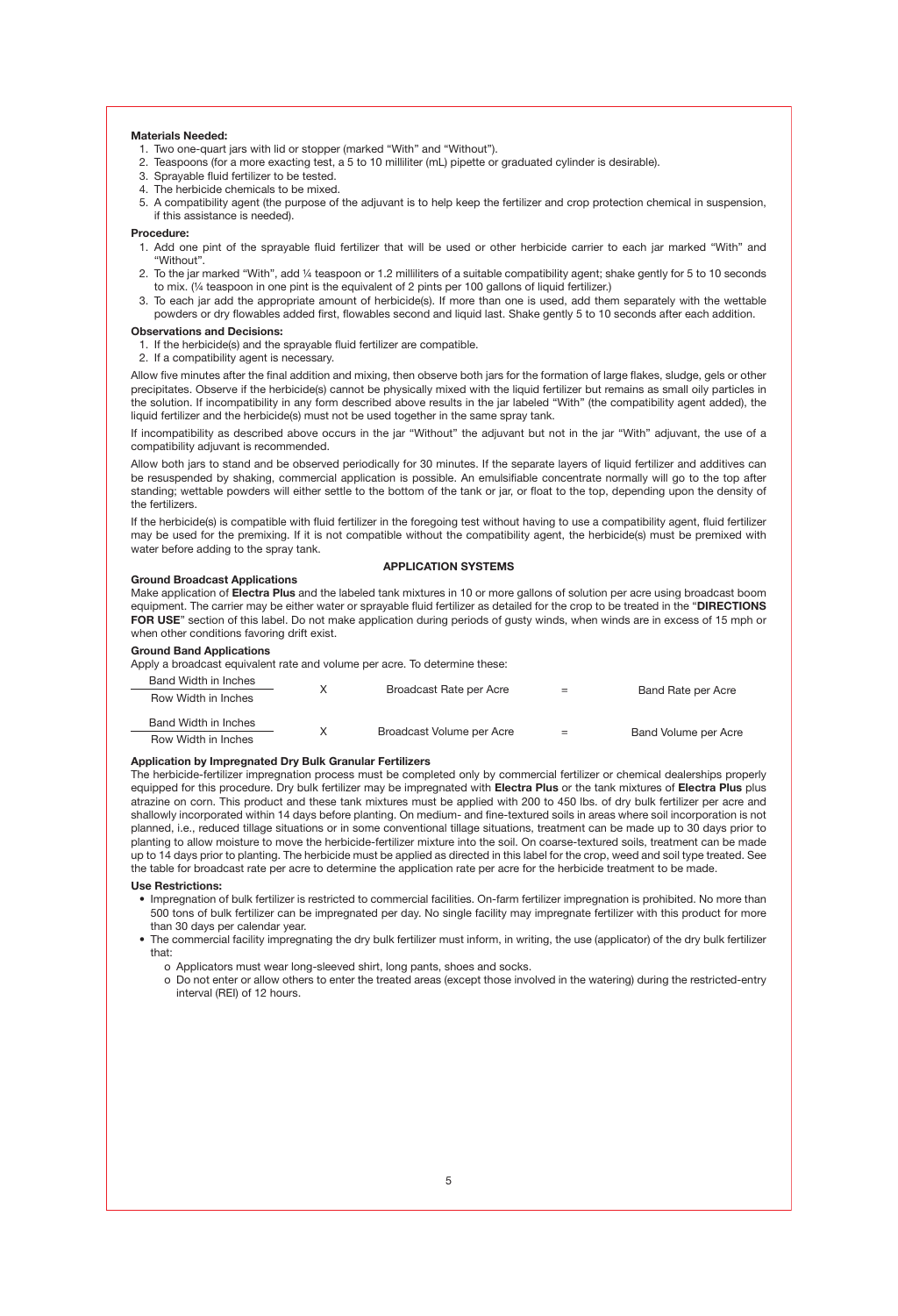**Materials Needed:**

1. Two one-quart jars with lid or stopper (marked "With" and "Without").
2. Teaspoons (for a more exacting test, a 5 to 10 milliliter (mL) pipette or graduated cylinder is desirable).
3. Sprayable fluid fertilizer to be tested.
4. The herbicide chemicals to be mixed.
5. A compatibility agent (the purpose of the adjuvant is to help keep the fertilizer and crop protection chemical in suspension, if this assistance is needed).

**Procedure:**

1. Add one pint of the sprayable fluid fertilizer that will be used or other herbicide carrier to each jar marked "With" and "Without".
2. To the jar marked "With", add ¼ teaspoon or 1.2 milliliters of a suitable compatibility agent; shake gently for 5 to 10 seconds to mix. (¼ teaspoon in one pint is the equivalent of 2 pints per 100 gallons of liquid fertilizer.)
3. To each jar add the appropriate amount of herbicide(s). If more than one is used, add them separately with the wettable powders or dry flowables added first, flowables second and liquid last. Shake gently 5 to 10 seconds after each addition.

**Observations and Decisions:**

1. If the herbicide(s) and the sprayable fluid fertilizer are compatible.
2. If a compatibility agent is necessary.

Allow five minutes after the final addition and mixing, then observe both jars for the formation of large flakes, sludge, gels or other precipitates. Observe if the herbicide(s) cannot be physically mixed with the liquid fertilizer but remains as small oily particles in the solution. If incompatibility in any form described above results in the jar labeled "With" (the compatibility agent added), the liquid fertilizer and the herbicide(s) must not be used together in the same spray tank.

If incompatibility as described above occurs in the jar "Without" the adjuvant but not in the jar "With" adjuvant, the use of a compatibility adjuvant is recommended.

Allow both jars to stand and be observed periodically for 30 minutes. If the separate layers of liquid fertilizer and additives can be resuspended by shaking, commercial application is possible. An emulsifiable concentrate normally will go to the top after standing; wettable powders will either settle to the bottom of the tank or jar, or float to the top, depending upon the density of the fertilizers.

If the herbicide(s) is compatible with fluid fertilizer in the foregoing test without having to use a compatibility agent, fluid fertilizer may be used for the premixing. If it is not compatible without the compatibility agent, the herbicide(s) must be premixed with water before adding to the spray tank.

## APPLICATION SYSTEMS

**Ground Broadcast Applications**

Make application of **Electra Plus** and the labeled tank mixtures in 10 or more gallons of solution per acre using broadcast boom equipment. The carrier may be either water or sprayable fluid fertilizer as detailed for the crop to be treated in the "**DIRECTIONS FOR USE**" section of this label. Do not make application during periods of gusty winds, when winds are in excess of 15 mph or when other conditions favoring drift exist.

**Ground Band Applications**

Apply a broadcast equivalent rate and volume per acre. To determine these:

$$\frac{\text{Band Width in Inches}}{\text{Row Width in Inches}} \times \text{Broadcast Rate per Acre} = \text{Band Rate per Acre}$$

$$\frac{\text{Band Width in Inches}}{\text{Row Width in Inches}} \times \text{Broadcast Volume per Acre} = \text{Band Volume per Acre}$$

**Application by Impregnated Dry Bulk Granular Fertilizers**

The herbicide-fertilizer impregnation process must be completed only by commercial fertilizer or chemical dealerships properly equipped for this procedure. Dry bulk fertilizer may be impregnated with **Electra Plus** or the tank mixtures of **Electra Plus** plus atrazine on corn. This product and these tank mixtures must be applied with 200 to 450 lbs. of dry bulk fertilizer per acre and shallowly incorporated within 14 days before planting. On medium- and fine-textured soils in areas where soil incorporation is not planned, i.e., reduced tillage situations or in some conventional tillage situations, treatment can be made up to 30 days prior to planting to allow moisture to move the herbicide-fertilizer mixture into the soil. On coarse-textured soils, treatment can be made up to 14 days prior to planting. The herbicide must be applied as directed in this label for the crop, weed and soil type treated. See the table for broadcast rate per acre to determine the application rate per acre for the herbicide treatment to be made.

**Use Restrictions:**

- Impregnation of bulk fertilizer is restricted to commercial facilities. On-farm fertilizer impregnation is prohibited. No more than 500 tons of bulk fertilizer can be impregnated per day. No single facility may impregnate fertilizer with this product for more than 30 days per calendar year.
- The commercial facility impregnating the dry bulk fertilizer must inform, in writing, the use (applicator) of the dry bulk fertilizer that:
  - o Applicators must wear long-sleeved shirt, long pants, shoes and socks.
  - o Do not enter or allow others to enter the treated areas (except those involved in the watering) during the restricted-entry interval (REI) of 12 hours.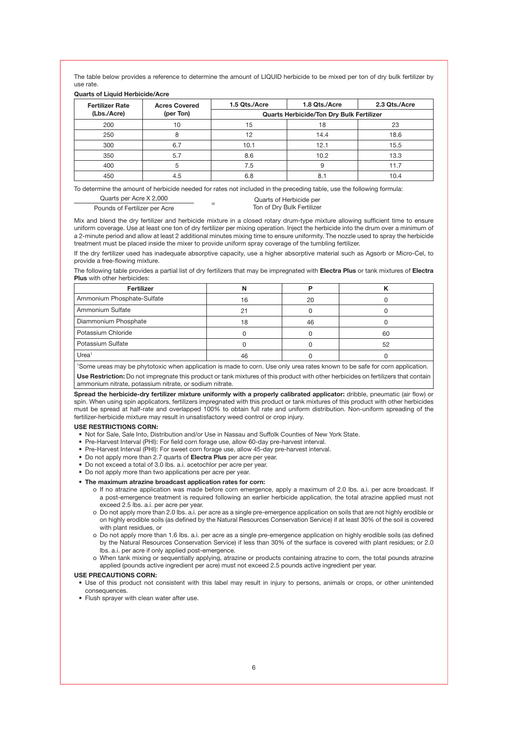The table below provides a reference to determine the amount of LIQUID herbicide to be mixed per ton of dry bulk fertilizer by use rate.

**Quarts of Liquid Herbicide/Acre**

| Fertilizer Rate (Lbs./Acre) | Acres Covered (per Ton) | 1.5 Qts./Acre | 1.8 Qts./Acre | 2.3 Qts./Acre |
|---|---|---|---|---|
| | | Quarts Herbicide/Ton Dry Bulk Fertilizer | | |
| 200 | 10 | 15 | 18 | 23 |
| 250 | 8 | 12 | 14.4 | 18.6 |
| 300 | 6.7 | 10.1 | 12.1 | 15.5 |
| 350 | 5.7 | 8.6 | 10.2 | 13.3 |
| 400 | 5 | 7.5 | 9 | 11.7 |
| 450 | 4.5 | 6.8 | 8.1 | 10.4 |

To determine the amount of herbicide needed for rates not included in the preceding table, use the following formula:

$$\frac{\text{Quarts per Acre X 2,000}}{\text{Pounds of Fertilizer per Acre}} = \text{Quarts of Herbicide per Ton of Dry Bulk Fertilizer}$$

Mix and blend the dry fertilizer and herbicide mixture in a closed rotary drum-type mixture allowing sufficient time to ensure uniform coverage. Use at least one ton of dry fertilizer per mixing operation. Inject the herbicide into the drum over a minimum of a 2-minute period and allow at least 2 additional minutes mixing time to ensure uniformity. The nozzle used to spray the herbicide treatment must be placed inside the mixer to provide uniform spray coverage of the tumbling fertilizer.

If the dry fertilizer used has inadequate absorptive capacity, use a higher absorptive material such as Agsorb or Micro-Cel, to provide a free-flowing mixture.

The following table provides a partial list of dry fertilizers that may be impregnated with **Electra Plus** or tank mixtures of **Electra Plus** with other herbicides:

| Fertilizer | N | P | K |
|---|---|---|---|
| Ammonium Phosphate-Sulfate | 16 | 20 | 0 |
| Ammonium Sulfate | 21 | 0 | 0 |
| Diammonium Phosphate | 18 | 46 | 0 |
| Potassium Chloride | 0 | 0 | 60 |
| Potassium Sulfate | 0 | 0 | 52 |
| Urea[1] | 46 | 0 | 0 |

[1]Some ureas may be phytotoxic when application is made to corn. Use only urea rates known to be safe for corn application.

**Use Restriction:** Do not impregnate this product or tank mixtures of this product with other herbicides on fertilizers that contain ammonium nitrate, potassium nitrate, or sodium nitrate.

**Spread the herbicide-dry fertilizer mixture uniformly with a properly calibrated applicator:** dribble, pneumatic (air flow) or spin. When using spin applicators, fertilizers impregnated with this product or tank mixtures of this product with other herbicides must be spread at half-rate and overlapped 100% to obtain full rate and uniform distribution. Non-uniform spreading of the fertilizer-herbicide mixture may result in unsatisfactory weed control or crop injury.

**USE RESTRICTIONS CORN:**

- Not for Sale, Sale Into, Distribution and/or Use in Nassau and Suffolk Counties of New York State.
- Pre-Harvest Interval (PHI): For field corn forage use, allow 60-day pre-harvest interval.
- Pre-Harvest Interval (PHI): For sweet corn forage use, allow 45-day pre-harvest interval.
- Do not apply more than 2.7 quarts of **Electra Plus** per acre per year.
- Do not exceed a total of 3.0 lbs. a.i. acetochlor per acre per year.
- Do not apply more than two applications per acre per year.
- **The maximum atrazine broadcast application rates for corn:**
  - o If no atrazine application was made before corn emergence, apply a maximum of 2.0 lbs. a.i. per acre broadcast. If a post-emergence treatment is required following an earlier herbicide application, the total atrazine applied must not exceed 2.5 lbs. a.i. per acre per year.
  - o Do not apply more than 2.0 lbs. a.i. per acre as a single pre-emergence application on soils that are not highly erodible or on highly erodible soils (as defined by the Natural Resources Conservation Service) if at least 30% of the soil is covered with plant residues, or
  - o Do not apply more than 1.6 lbs. a.i. per acre as a single pre-emergence application on highly erodible soils (as defined by the Natural Resources Conservation Service) if less than 30% of the surface is covered with plant residues; or 2.0 lbs. a.i. per acre if only applied post-emergence.
  - o When tank mixing or sequentially applying, atrazine or products containing atrazine to corn, the total pounds atrazine applied (pounds active ingredient per acre) must not exceed 2.5 pounds active ingredient per year.

**USE PRECAUTIONS CORN:**

- Use of this product not consistent with this label may result in injury to persons, animals or crops, or other unintended consequences.
- Flush sprayer with clean water after use.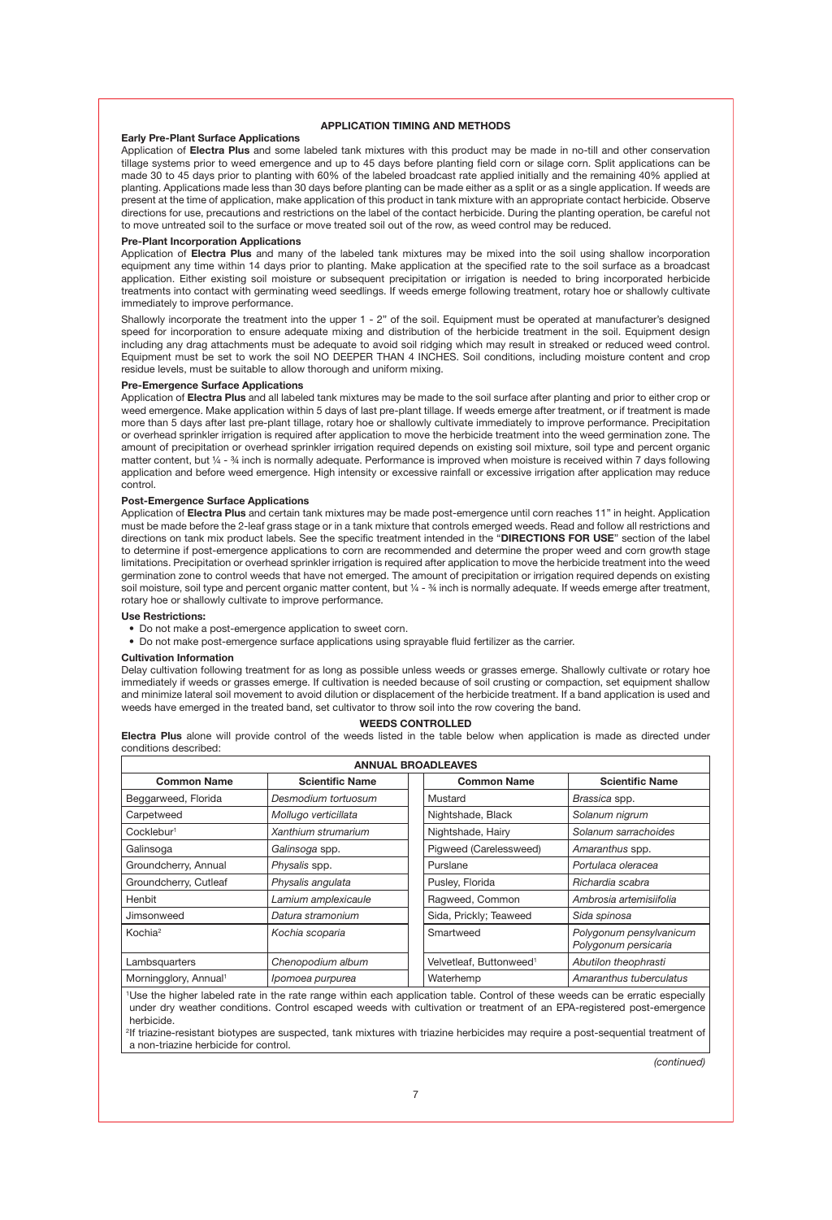## APPLICATION TIMING AND METHODS

### Early Pre-Plant Surface Applications

Application of **Electra Plus** and some labeled tank mixtures with this product may be made in no-till and other conservation tillage systems prior to weed emergence and up to 45 days before planting field corn or silage corn. Split applications can be made 30 to 45 days prior to planting with 60% of the labeled broadcast rate applied initially and the remaining 40% applied at planting. Applications made less than 30 days before planting can be made either as a split or as a single application. If weeds are present at the time of application, make application of this product in tank mixture with an appropriate contact herbicide. Observe directions for use, precautions and restrictions on the label of the contact herbicide. During the planting operation, be careful not to move untreated soil to the surface or move treated soil out of the row, as weed control may be reduced.

### Pre-Plant Incorporation Applications

Application of **Electra Plus** and many of the labeled tank mixtures may be mixed into the soil using shallow incorporation equipment any time within 14 days prior to planting. Make application at the specified rate to the soil surface as a broadcast application. Either existing soil moisture or subsequent precipitation or irrigation is needed to bring incorporated herbicide treatments into contact with germinating weed seedlings. If weeds emerge following treatment, rotary hoe or shallowly cultivate immediately to improve performance.

Shallowly incorporate the treatment into the upper 1 - 2" of the soil. Equipment must be operated at manufacturer's designed speed for incorporation to ensure adequate mixing and distribution of the herbicide treatment in the soil. Equipment design including any drag attachments must be adequate to avoid soil ridging which may result in streaked or reduced weed control. Equipment must be set to work the soil NO DEEPER THAN 4 INCHES. Soil conditions, including moisture content and crop residue levels, must be suitable to allow thorough and uniform mixing.

### Pre-Emergence Surface Applications

Application of **Electra Plus** and all labeled tank mixtures may be made to the soil surface after planting and prior to either crop or weed emergence. Make application within 5 days of last pre-plant tillage. If weeds emerge after treatment, or if treatment is made more than 5 days after last pre-plant tillage, rotary hoe or shallowly cultivate immediately to improve performance. Precipitation or overhead sprinkler irrigation is required after application to move the herbicide treatment into the weed germination zone. The amount of precipitation or overhead sprinkler irrigation required depends on existing soil mixture, soil type and percent organic matter content, but ¼ - ¾ inch is normally adequate. Performance is improved when moisture is received within 7 days following application and before weed emergence. High intensity or excessive rainfall or excessive irrigation after application may reduce control.

### Post-Emergence Surface Applications

Application of **Electra Plus** and certain tank mixtures may be made post-emergence until corn reaches 11" in height. Application must be made before the 2-leaf grass stage or in a tank mixture that controls emerged weeds. Read and follow all restrictions and directions on tank mix product labels. See the specific treatment intended in the "**DIRECTIONS FOR USE**" section of the label to determine if post-emergence applications to corn are recommended and determine the proper weed and corn growth stage limitations. Precipitation or overhead sprinkler irrigation is required after application to move the herbicide treatment into the weed germination zone to control weeds that have not emerged. The amount of precipitation or irrigation required depends on existing soil moisture, soil type and percent organic matter content, but ¼ - ¾ inch is normally adequate. If weeds emerge after treatment, rotary hoe or shallowly cultivate to improve performance.

### Use Restrictions:

- Do not make a post-emergence application to sweet corn.
- Do not make post-emergence surface applications using sprayable fluid fertilizer as the carrier.

### Cultivation Information

Delay cultivation following treatment for as long as possible unless weeds or grasses emerge. Shallowly cultivate or rotary hoe immediately if weeds or grasses emerge. If cultivation is needed because of soil crusting or compaction, set equipment shallow and minimize lateral soil movement to avoid dilution or displacement of the herbicide treatment. If a band application is used and weeds have emerged in the treated band, set cultivator to throw soil into the row covering the band.

## WEEDS CONTROLLED

**Electra Plus** alone will provide control of the weeds listed in the table below when application is made as directed under conditions described:

| ANNUAL BROADLEAVES | | | |
|---|---|---|---|
| **Common Name** | **Scientific Name** | **Common Name** | **Scientific Name** |
| Beggarweed, Florida | *Desmodium tortuosum* | Mustard | *Brassica* spp. |
| Carpetweed | *Mollugo verticillata* | Nightshade, Black | *Solanum nigrum* |
| Cocklebur[1] | *Xanthium strumarium* | Nightshade, Hairy | *Solanum sarrachoides* |
| Galinsoga | *Galinsoga* spp. | Pigweed (Carelessweed) | *Amaranthus* spp. |
| Groundcherry, Annual | *Physalis* spp. | Purslane | *Portulaca oleracea* |
| Groundcherry, Cutleaf | *Physalis angulata* | Pusley, Florida | *Richardia scabra* |
| Henbit | *Lamium amplexicaule* | Ragweed, Common | *Ambrosia artemisiifolia* |
| Jimsonweed | *Datura stramonium* | Sida, Prickly; Teaweed | *Sida spinosa* |
| Kochia[2] | *Kochia scoparia* | Smartweed | *Polygonum pensylvanicum* *Polygonum persicaria* |
| Lambsquarters | *Chenopodium album* | Velvetleaf, Buttonweed[1] | *Abutilon theophrasti* |
| Morningglory, Annual[1] | *Ipomoea purpurea* | Waterhemp | *Amaranthus tuberculatus* |

[1]Use the higher labeled rate in the rate range within each application table. Control of these weeds can be erratic especially under dry weather conditions. Control escaped weeds with cultivation or treatment of an EPA-registered post-emergence herbicide.

[2]If triazine-resistant biotypes are suspected, tank mixtures with triazine herbicides may require a post-sequential treatment of a non-triazine herbicide for control.

*(continued)*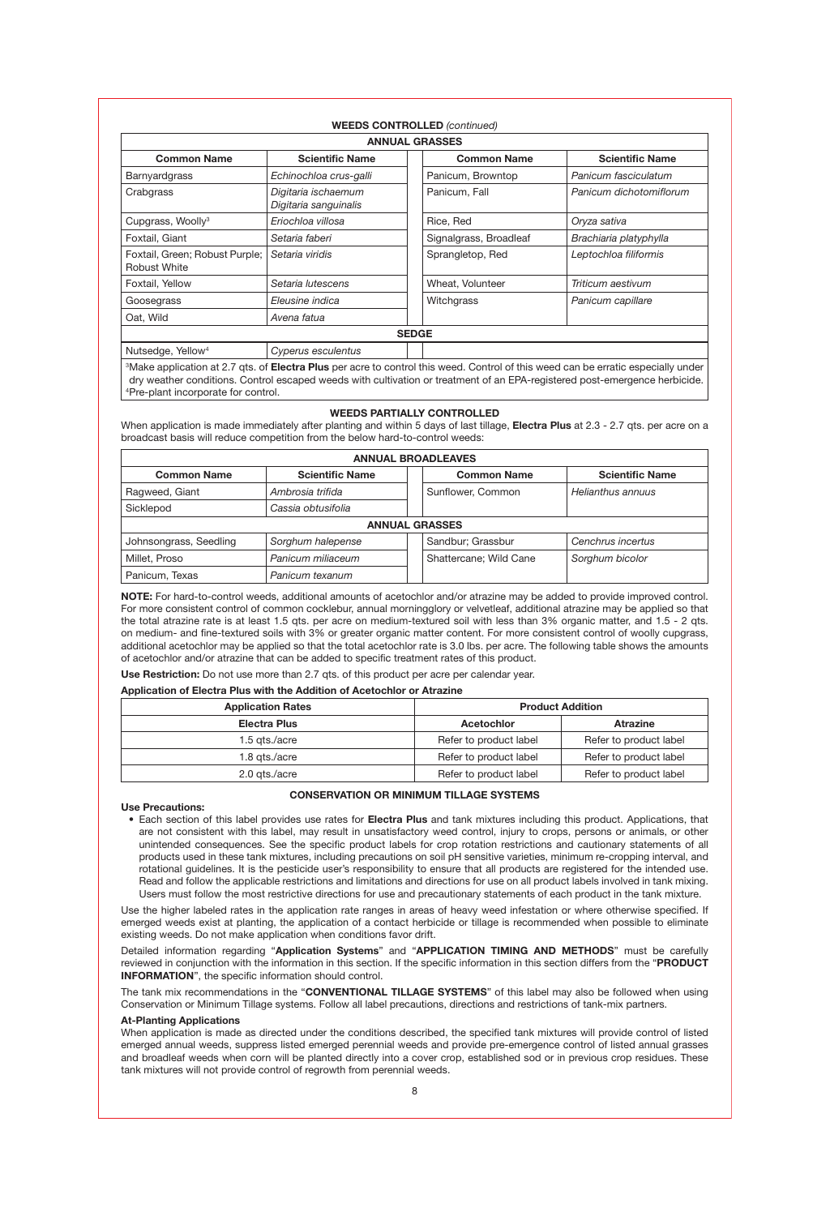**WEEDS CONTROLLED** *(continued)*

| **ANNUAL GRASSES** | | | |
|---|---|---|---|
| **Common Name** | **Scientific Name** | **Common Name** | **Scientific Name** |
| Barnyardgrass | *Echinochloa crus-galli* | Panicum, Browntop | *Panicum fasciculatum* |
| Crabgrass | *Digitaria ischaemum* *Digitaria sanguinalis* | Panicum, Fall | *Panicum dichotomiflorum* |
| Cupgrass, Woolly[3] | *Eriochloa villosa* | Rice, Red | *Oryza sativa* |
| Foxtail, Giant | *Setaria faberi* | Signalgrass, Broadleaf | *Brachiaria platyphylla* |
| Foxtail, Green; Robust Purple; Robust White | *Setaria viridis* | Sprangletop, Red | *Leptochloa filiformis* |
| Foxtail, Yellow | *Setaria lutescens* | Wheat, Volunteer | *Triticum aestivum* |
| Goosegrass | *Eleusine indica* | Witchgrass | *Panicum capillare* |
| Oat, Wild | *Avena fatua* | | |
| **SEDGE** | | | |
| Nutsedge, Yellow[4] | *Cyperus esculentus* | | |

[3]Make application at 2.7 qts. of **Electra Plus** per acre to control this weed. Control of this weed can be erratic especially under dry weather conditions. Control escaped weeds with cultivation or treatment of an EPA-registered post-emergence herbicide.
[4]Pre-plant incorporate for control.

**WEEDS PARTIALLY CONTROLLED**

When application is made immediately after planting and within 5 days of last tillage, **Electra Plus** at 2.3 - 2.7 qts. per acre on a broadcast basis will reduce competition from the below hard-to-control weeds:

| **ANNUAL BROADLEAVES** | | | |
|---|---|---|---|
| **Common Name** | **Scientific Name** | **Common Name** | **Scientific Name** |
| Ragweed, Giant | *Ambrosia trifida* | Sunflower, Common | *Helianthus annuus* |
| Sicklepod | *Cassia obtusifolia* | | |
| **ANNUAL GRASSES** | | | |
| Johnsongrass, Seedling | *Sorghum halepense* | Sandbur; Grassbur | *Cenchrus incertus* |
| Millet, Proso | *Panicum miliaceum* | Shattercane; Wild Cane | *Sorghum bicolor* |
| Panicum, Texas | *Panicum texanum* | | |

**NOTE:** For hard-to-control weeds, additional amounts of acetochlor and/or atrazine may be added to provide improved control. For more consistent control of common cocklebur, annual morningglory or velvetleaf, additional atrazine may be applied so that the total atrazine rate is at least 1.5 qts. per acre on medium-textured soil with less than 3% organic matter, and 1.5 - 2 qts. on medium- and fine-textured soils with 3% or greater organic matter content. For more consistent control of woolly cupgrass, additional acetochlor may be applied so that the total acetochlor rate is 3.0 lbs. per acre. The following table shows the amounts of acetochlor and/or atrazine that can be added to specific treatment rates of this product.

**Use Restriction:** Do not use more than 2.7 qts. of this product per acre per calendar year.

**Application of Electra Plus with the Addition of Acetochlor or Atrazine**

| **Application Rates** | **Product Addition** | |
|---|---|---|
| **Electra Plus** | **Acetochlor** | **Atrazine** |
| 1.5 qts./acre | Refer to product label | Refer to product label |
| 1.8 qts./acre | Refer to product label | Refer to product label |
| 2.0 qts./acre | Refer to product label | Refer to product label |

**CONSERVATION OR MINIMUM TILLAGE SYSTEMS**

**Use Precautions:**

- Each section of this label provides use rates for **Electra Plus** and tank mixtures including this product. Applications, that are not consistent with this label, may result in unsatisfactory weed control, injury to crops, persons or animals, or other unintended consequences. See the specific product labels for crop rotation restrictions and cautionary statements of all products used in these tank mixtures, including precautions on soil pH sensitive varieties, minimum re-cropping interval, and rotational guidelines. It is the pesticide user's responsibility to ensure that all products are registered for the intended use. Read and follow the applicable restrictions and limitations and directions for use on all product labels involved in tank mixing. Users must follow the most restrictive directions for use and precautionary statements of each product in the tank mixture.

Use the higher labeled rates in the application rate ranges in areas of heavy weed infestation or where otherwise specified. If emerged weeds exist at planting, the application of a contact herbicide or tillage is recommended when possible to eliminate existing weeds. Do not make application when conditions favor drift.

Detailed information regarding "**Application Systems**" and "**APPLICATION TIMING AND METHODS**" must be carefully reviewed in conjunction with the information in this section. If the specific information in this section differs from the "**PRODUCT INFORMATION**", the specific information should control.

The tank mix recommendations in the "**CONVENTIONAL TILLAGE SYSTEMS**" of this label may also be followed when using Conservation or Minimum Tillage systems. Follow all label precautions, directions and restrictions of tank-mix partners.

**At-Planting Applications**

When application is made as directed under the conditions described, the specified tank mixtures will provide control of listed emerged annual weeds, suppress listed emerged perennial weeds and provide pre-emergence control of listed annual grasses and broadleaf weeds when corn will be planted directly into a cover crop, established sod or in previous crop residues. These tank mixtures will not provide control of regrowth from perennial weeds.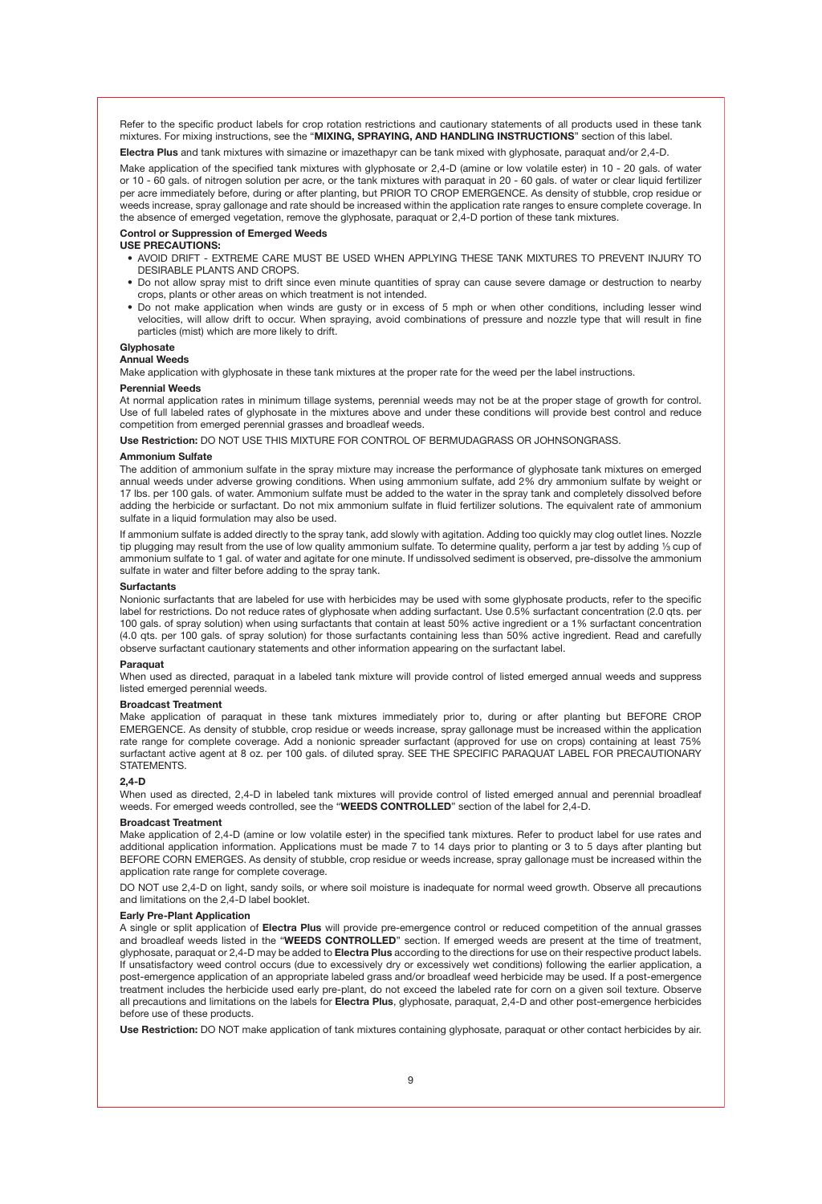Refer to the specific product labels for crop rotation restrictions and cautionary statements of all products used in these tank mixtures. For mixing instructions, see the "**MIXING, SPRAYING, AND HANDLING INSTRUCTIONS**" section of this label.

**Electra Plus** and tank mixtures with simazine or imazethapyr can be tank mixed with glyphosate, paraquat and/or 2,4-D.

Make application of the specified tank mixtures with glyphosate or 2,4-D (amine or low volatile ester) in 10 - 20 gals. of water or 10 - 60 gals. of nitrogen solution per acre, or the tank mixtures with paraquat in 20 - 60 gals. of water or clear liquid fertilizer per acre immediately before, during or after planting, but PRIOR TO CROP EMERGENCE. As density of stubble, crop residue or weeds increase, spray gallonage and rate should be increased within the application rate ranges to ensure complete coverage. In the absence of emerged vegetation, remove the glyphosate, paraquat or 2,4-D portion of these tank mixtures.

**Control or Suppression of Emerged Weeds**

**USE PRECAUTIONS:**

- AVOID DRIFT - EXTREME CARE MUST BE USED WHEN APPLYING THESE TANK MIXTURES TO PREVENT INJURY TO DESIRABLE PLANTS AND CROPS.
- Do not allow spray mist to drift since even minute quantities of spray can cause severe damage or destruction to nearby crops, plants or other areas on which treatment is not intended.
- Do not make application when winds are gusty or in excess of 5 mph or when other conditions, including lesser wind velocities, will allow drift to occur. When spraying, avoid combinations of pressure and nozzle type that will result in fine particles (mist) which are more likely to drift.

**Glyphosate**

**Annual Weeds**

Make application with glyphosate in these tank mixtures at the proper rate for the weed per the label instructions.

**Perennial Weeds**

At normal application rates in minimum tillage systems, perennial weeds may not be at the proper stage of growth for control. Use of full labeled rates of glyphosate in the mixtures above and under these conditions will provide best control and reduce competition from emerged perennial grasses and broadleaf weeds.

**Use Restriction:** DO NOT USE THIS MIXTURE FOR CONTROL OF BERMUDAGRASS OR JOHNSONGRASS.

**Ammonium Sulfate**

The addition of ammonium sulfate in the spray mixture may increase the performance of glyphosate tank mixtures on emerged annual weeds under adverse growing conditions. When using ammonium sulfate, add 2% dry ammonium sulfate by weight or 17 lbs. per 100 gals. of water. Ammonium sulfate must be added to the water in the spray tank and completely dissolved before adding the herbicide or surfactant. Do not mix ammonium sulfate in fluid fertilizer solutions. The equivalent rate of ammonium sulfate in a liquid formulation may also be used.

If ammonium sulfate is added directly to the spray tank, add slowly with agitation. Adding too quickly may clog outlet lines. Nozzle tip plugging may result from the use of low quality ammonium sulfate. To determine quality, perform a jar test by adding ⅓ cup of ammonium sulfate to 1 gal. of water and agitate for one minute. If undissolved sediment is observed, pre-dissolve the ammonium sulfate in water and filter before adding to the spray tank.

**Surfactants**

Nonionic surfactants that are labeled for use with herbicides may be used with some glyphosate products, refer to the specific label for restrictions. Do not reduce rates of glyphosate when adding surfactant. Use 0.5% surfactant concentration (2.0 qts. per 100 gals. of spray solution) when using surfactants that contain at least 50% active ingredient or a 1% surfactant concentration (4.0 qts. per 100 gals. of spray solution) for those surfactants containing less than 50% active ingredient. Read and carefully observe surfactant cautionary statements and other information appearing on the surfactant label.

**Paraquat**

When used as directed, paraquat in a labeled tank mixture will provide control of listed emerged annual weeds and suppress listed emerged perennial weeds.

**Broadcast Treatment**

Make application of paraquat in these tank mixtures immediately prior to, during or after planting but BEFORE CROP EMERGENCE. As density of stubble, crop residue or weeds increase, spray gallonage must be increased within the application rate range for complete coverage. Add a nonionic spreader surfactant (approved for use on crops) containing at least 75% surfactant active agent at 8 oz. per 100 gals. of diluted spray. SEE THE SPECIFIC PARAQUAT LABEL FOR PRECAUTIONARY STATEMENTS.

**2,4-D**

When used as directed, 2,4-D in labeled tank mixtures will provide control of listed emerged annual and perennial broadleaf weeds. For emerged weeds controlled, see the "**WEEDS CONTROLLED**" section of the label for 2,4-D.

**Broadcast Treatment**

Make application of 2,4-D (amine or low volatile ester) in the specified tank mixtures. Refer to product label for use rates and additional application information. Applications must be made 7 to 14 days prior to planting or 3 to 5 days after planting but BEFORE CORN EMERGES. As density of stubble, crop residue or weeds increase, spray gallonage must be increased within the application rate range for complete coverage.

DO NOT use 2,4-D on light, sandy soils, or where soil moisture is inadequate for normal weed growth. Observe all precautions and limitations on the 2,4-D label booklet.

**Early Pre-Plant Application**

A single or split application of **Electra Plus** will provide pre-emergence control or reduced competition of the annual grasses and broadleaf weeds listed in the "**WEEDS CONTROLLED**" section. If emerged weeds are present at the time of treatment, glyphosate, paraquat or 2,4-D may be added to **Electra Plus** according to the directions for use on their respective product labels. If unsatisfactory weed control occurs (due to excessively dry or excessively wet conditions) following the earlier application, a post-emergence application of an appropriate labeled grass and/or broadleaf weed herbicide may be used. If a post-emergence treatment includes the herbicide used early pre-plant, do not exceed the labeled rate for corn on a given soil texture. Observe all precautions and limitations on the labels for **Electra Plus**, glyphosate, paraquat, 2,4-D and other post-emergence herbicides before use of these products.

**Use Restriction:** DO NOT make application of tank mixtures containing glyphosate, paraquat or other contact herbicides by air.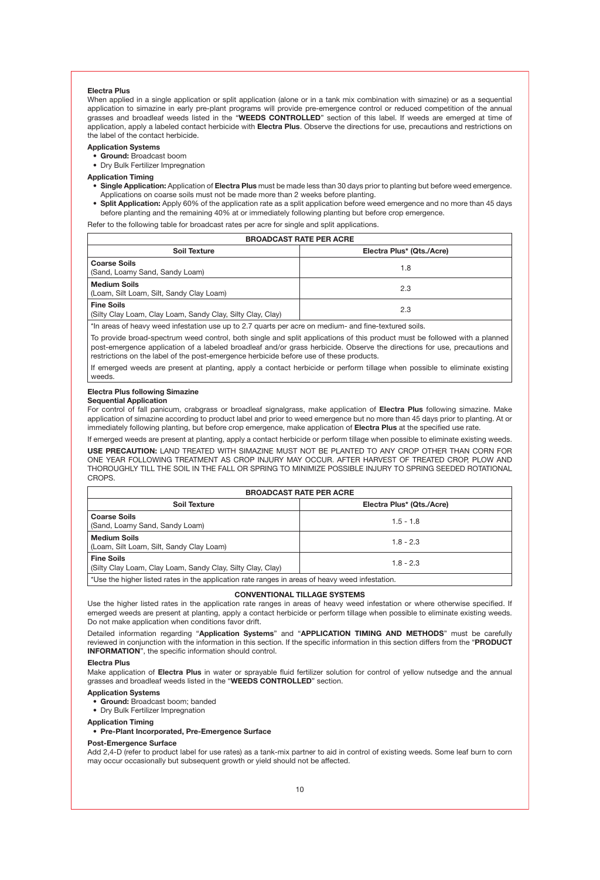**Electra Plus**

When applied in a single application or split application (alone or in a tank mix combination with simazine) or as a sequential application to simazine in early pre-plant programs will provide pre-emergence control or reduced competition of the annual grasses and broadleaf weeds listed in the "**WEEDS CONTROLLED**" section of this label. If weeds are emerged at time of application, apply a labeled contact herbicide with **Electra Plus**. Observe the directions for use, precautions and restrictions on the label of the contact herbicide.

**Application Systems**

- **Ground:** Broadcast boom
- Dry Bulk Fertilizer Impregnation

**Application Timing**

- **Single Application:** Application of **Electra Plus** must be made less than 30 days prior to planting but before weed emergence. Applications on coarse soils must not be made more than 2 weeks before planting.
- **Split Application:** Apply 60% of the application rate as a split application before weed emergence and no more than 45 days before planting and the remaining 40% at or immediately following planting but before crop emergence.

Refer to the following table for broadcast rates per acre for single and split applications.

| BROADCAST RATE PER ACRE | |
|---|---|
| **Soil Texture** | **Electra Plus* (Qts./Acre)** |
| **Coarse Soils** (Sand, Loamy Sand, Sandy Loam) | 1.8 |
| **Medium Soils** (Loam, Silt Loam, Silt, Sandy Clay Loam) | 2.3 |
| **Fine Soils** (Silty Clay Loam, Clay Loam, Sandy Clay, Silty Clay, Clay) | 2.3 |

*In areas of heavy weed infestation use up to 2.7 quarts per acre on medium- and fine-textured soils.

To provide broad-spectrum weed control, both single and split applications of this product must be followed with a planned post-emergence application of a labeled broadleaf and/or grass herbicide. Observe the directions for use, precautions and restrictions on the label of the post-emergence herbicide before use of these products.

If emerged weeds are present at planting, apply a contact herbicide or perform tillage when possible to eliminate existing weeds.

**Electra Plus following Simazine**

**Sequential Application**

For control of fall panicum, crabgrass or broadleaf signalgrass, make application of **Electra Plus** following simazine. Make application of simazine according to product label and prior to weed emergence but no more than 45 days prior to planting. At or immediately following planting, but before crop emergence, make application of **Electra Plus** at the specified use rate.

If emerged weeds are present at planting, apply a contact herbicide or perform tillage when possible to eliminate existing weeds.

**USE PRECAUTION:** LAND TREATED WITH SIMAZINE MUST NOT BE PLANTED TO ANY CROP OTHER THAN CORN FOR ONE YEAR FOLLOWING TREATMENT AS CROP INJURY MAY OCCUR. AFTER HARVEST OF TREATED CROP, PLOW AND THOROUGHLY TILL THE SOIL IN THE FALL OR SPRING TO MINIMIZE POSSIBLE INJURY TO SPRING SEEDED ROTATIONAL CROPS.

| BROADCAST RATE PER ACRE | |
|---|---|
| **Soil Texture** | **Electra Plus* (Qts./Acre)** |
| **Coarse Soils** (Sand, Loamy Sand, Sandy Loam) | 1.5 - 1.8 |
| **Medium Soils** (Loam, Silt Loam, Silt, Sandy Clay Loam) | 1.8 - 2.3 |
| **Fine Soils** (Silty Clay Loam, Clay Loam, Sandy Clay, Silty Clay, Clay) | 1.8 - 2.3 |

*Use the higher listed rates in the application rate ranges in areas of heavy weed infestation.

## CONVENTIONAL TILLAGE SYSTEMS

Use the higher listed rates in the application rate ranges in areas of heavy weed infestation or where otherwise specified. If emerged weeds are present at planting, apply a contact herbicide or perform tillage when possible to eliminate existing weeds. Do not make application when conditions favor drift.

Detailed information regarding "**Application Systems**" and "**APPLICATION TIMING AND METHODS**" must be carefully reviewed in conjunction with the information in this section. If the specific information in this section differs from the "**PRODUCT INFORMATION**", the specific information should control.

**Electra Plus**

Make application of **Electra Plus** in water or sprayable fluid fertilizer solution for control of yellow nutsedge and the annual grasses and broadleaf weeds listed in the "**WEEDS CONTROLLED**" section.

**Application Systems**

- **Ground:** Broadcast boom; banded
- Dry Bulk Fertilizer Impregnation

**Application Timing**

- **Pre-Plant Incorporated, Pre-Emergence Surface**

**Post-Emergence Surface**

Add 2,4-D (refer to product label for use rates) as a tank-mix partner to aid in control of existing weeds. Some leaf burn to corn may occur occasionally but subsequent growth or yield should not be affected.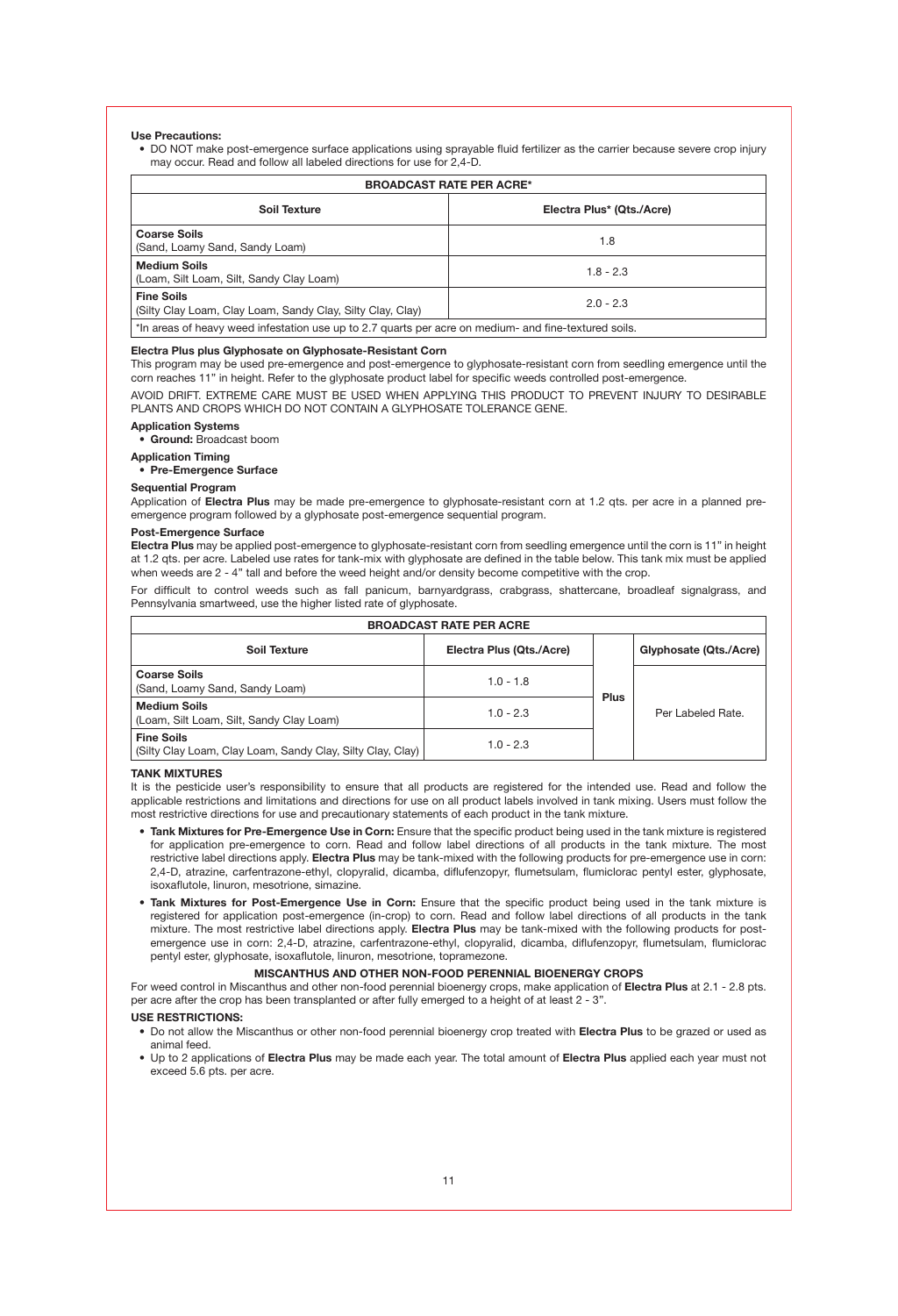**Use Precautions:**

- DO NOT make post-emergence surface applications using sprayable fluid fertilizer as the carrier because severe crop injury may occur. Read and follow all labeled directions for use for 2,4-D.

| BROADCAST RATE PER ACRE* | |
|---|---|
| **Soil Texture** | **Electra Plus* (Qts./Acre)** |
| **Coarse Soils** (Sand, Loamy Sand, Sandy Loam) | 1.8 |
| **Medium Soils** (Loam, Silt Loam, Silt, Sandy Clay Loam) | 1.8 - 2.3 |
| **Fine Soils** (Silty Clay Loam, Clay Loam, Sandy Clay, Silty Clay, Clay) | 2.0 - 2.3 |
| *In areas of heavy weed infestation use up to 2.7 quarts per acre on medium- and fine-textured soils. | |

**Electra Plus plus Glyphosate on Glyphosate-Resistant Corn**

This program may be used pre-emergence and post-emergence to glyphosate-resistant corn from seedling emergence until the corn reaches 11" in height. Refer to the glyphosate product label for specific weeds controlled post-emergence.

AVOID DRIFT. EXTREME CARE MUST BE USED WHEN APPLYING THIS PRODUCT TO PREVENT INJURY TO DESIRABLE PLANTS AND CROPS WHICH DO NOT CONTAIN A GLYPHOSATE TOLERANCE GENE.

**Application Systems**

- **Ground:** Broadcast boom

**Application Timing**

- **Pre-Emergence Surface**

**Sequential Program**

Application of **Electra Plus** may be made pre-emergence to glyphosate-resistant corn at 1.2 qts. per acre in a planned pre-emergence program followed by a glyphosate post-emergence sequential program.

**Post-Emergence Surface**

**Electra Plus** may be applied post-emergence to glyphosate-resistant corn from seedling emergence until the corn is 11" in height at 1.2 qts. per acre. Labeled use rates for tank-mix with glyphosate are defined in the table below. This tank mix must be applied when weeds are 2 - 4" tall and before the weed height and/or density become competitive with the crop.

For difficult to control weeds such as fall panicum, barnyardgrass, crabgrass, shattercane, broadleaf signalgrass, and Pennsylvania smartweed, use the higher listed rate of glyphosate.

| BROADCAST RATE PER ACRE | | | |
|---|---|---|---|
| **Soil Texture** | **Electra Plus (Qts./Acre)** | | **Glyphosate (Qts./Acre)** |
| **Coarse Soils** (Sand, Loamy Sand, Sandy Loam) | 1.0 - 1.8 | **Plus** | Per Labeled Rate. |
| **Medium Soils** (Loam, Silt Loam, Silt, Sandy Clay Loam) | 1.0 - 2.3 | | |
| **Fine Soils** (Silty Clay Loam, Clay Loam, Sandy Clay, Silty Clay, Clay) | 1.0 - 2.3 | | |

**TANK MIXTURES**

It is the pesticide user's responsibility to ensure that all products are registered for the intended use. Read and follow the applicable restrictions and limitations and directions for use on all product labels involved in tank mixing. Users must follow the most restrictive directions for use and precautionary statements of each product in the tank mixture.

- **Tank Mixtures for Pre-Emergence Use in Corn:** Ensure that the specific product being used in the tank mixture is registered for application pre-emergence to corn. Read and follow label directions of all products in the tank mixture. The most restrictive label directions apply. **Electra Plus** may be tank-mixed with the following products for pre-emergence use in corn: 2,4-D, atrazine, carfentrazone-ethyl, clopyralid, dicamba, diflufenzopyr, flumetsulam, flumiclorac pentyl ester, glyphosate, isoxaflutole, linuron, mesotrione, simazine.
- **Tank Mixtures for Post-Emergence Use in Corn:** Ensure that the specific product being used in the tank mixture is registered for application post-emergence (in-crop) to corn. Read and follow label directions of all products in the tank mixture. The most restrictive label directions apply. **Electra Plus** may be tank-mixed with the following products for post-emergence use in corn: 2,4-D, atrazine, carfentrazone-ethyl, clopyralid, dicamba, diflufenzopyr, flumetsulam, flumiclorac pentyl ester, glyphosate, isoxaflutole, linuron, mesotrione, topramezone.

**MISCANTHUS AND OTHER NON-FOOD PERENNIAL BIOENERGY CROPS**

For weed control in Miscanthus and other non-food perennial bioenergy crops, make application of **Electra Plus** at 2.1 - 2.8 pts. per acre after the crop has been transplanted or after fully emerged to a height of at least 2 - 3".

**USE RESTRICTIONS:**

- Do not allow the Miscanthus or other non-food perennial bioenergy crop treated with **Electra Plus** to be grazed or used as animal feed.
- Up to 2 applications of **Electra Plus** may be made each year. The total amount of **Electra Plus** applied each year must not exceed 5.6 pts. per acre.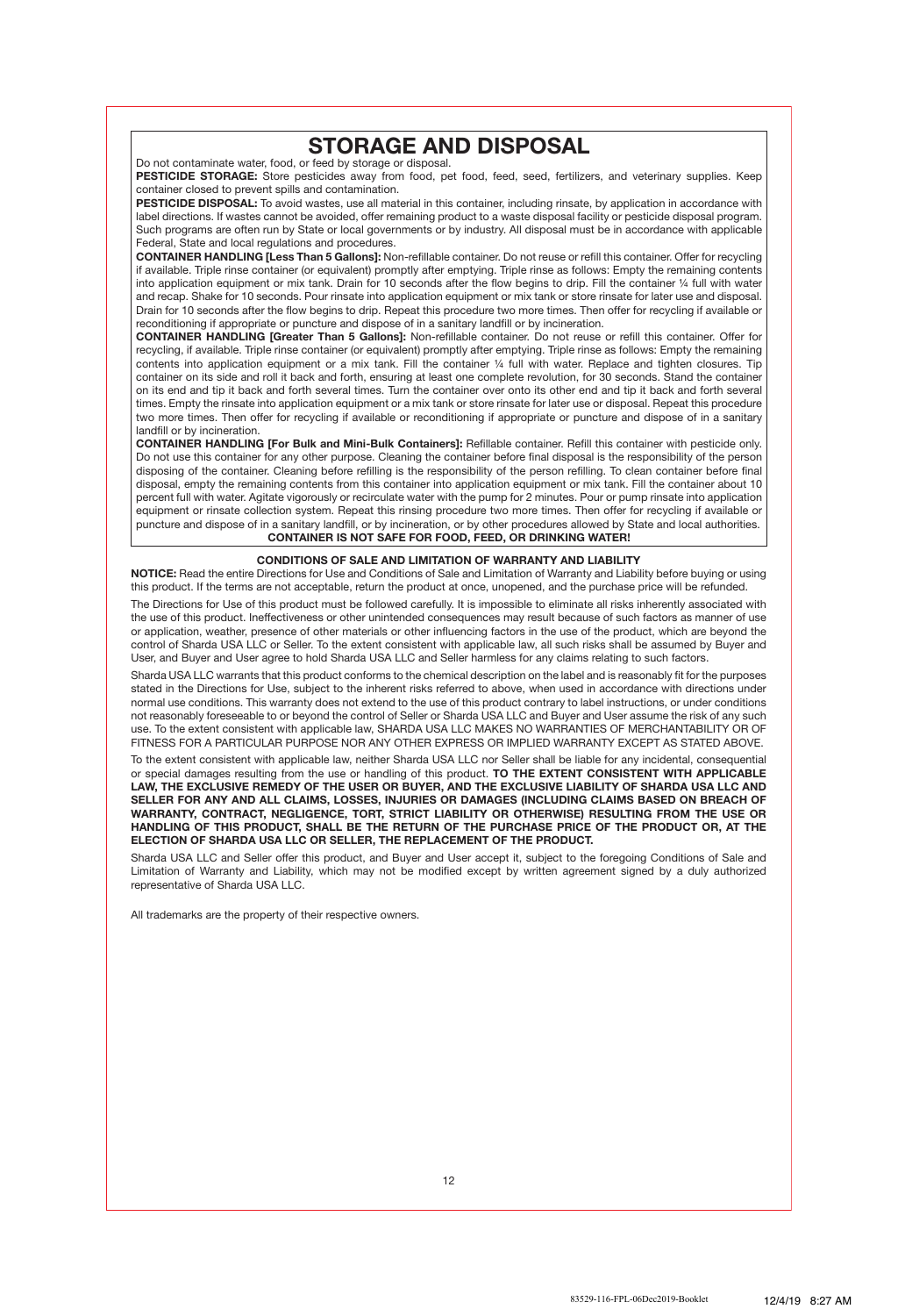# STORAGE AND DISPOSAL

Do not contaminate water, food, or feed by storage or disposal.

**PESTICIDE STORAGE:** Store pesticides away from food, pet food, feed, seed, fertilizers, and veterinary supplies. Keep container closed to prevent spills and contamination.

**PESTICIDE DISPOSAL:** To avoid wastes, use all material in this container, including rinsate, by application in accordance with label directions. If wastes cannot be avoided, offer remaining product to a waste disposal facility or pesticide disposal program. Such programs are often run by State or local governments or by industry. All disposal must be in accordance with applicable Federal, State and local regulations and procedures.

**CONTAINER HANDLING [Less Than 5 Gallons]:** Non-refillable container. Do not reuse or refill this container. Offer for recycling if available. Triple rinse container (or equivalent) promptly after emptying. Triple rinse as follows: Empty the remaining contents into application equipment or mix tank. Drain for 10 seconds after the flow begins to drip. Fill the container ¼ full with water and recap. Shake for 10 seconds. Pour rinsate into application equipment or mix tank or store rinsate for later use and disposal. Drain for 10 seconds after the flow begins to drip. Repeat this procedure two more times. Then offer for recycling if available or reconditioning if appropriate or puncture and dispose of in a sanitary landfill or by incineration.

**CONTAINER HANDLING [Greater Than 5 Gallons]:** Non-refillable container. Do not reuse or refill this container. Offer for recycling, if available. Triple rinse container (or equivalent) promptly after emptying. Triple rinse as follows: Empty the remaining contents into application equipment or a mix tank. Fill the container ¼ full with water. Replace and tighten closures. Tip container on its side and roll it back and forth, ensuring at least one complete revolution, for 30 seconds. Stand the container on its end and tip it back and forth several times. Turn the container over onto its other end and tip it back and forth several times. Empty the rinsate into application equipment or a mix tank or store rinsate for later use or disposal. Repeat this procedure two more times. Then offer for recycling if available or reconditioning if appropriate or puncture and dispose of in a sanitary landfill or by incineration.

**CONTAINER HANDLING [For Bulk and Mini-Bulk Containers]:** Refillable container. Refill this container with pesticide only. Do not use this container for any other purpose. Cleaning the container before final disposal is the responsibility of the person disposing of the container. Cleaning before refilling is the responsibility of the person refilling. To clean container before final disposal, empty the remaining contents from this container into application equipment or mix tank. Fill the container about 10 percent full with water. Agitate vigorously or recirculate water with the pump for 2 minutes. Pour or pump rinsate into application equipment or rinsate collection system. Repeat this rinsing procedure two more times. Then offer for recycling if available or puncture and dispose of in a sanitary landfill, or by incineration, or by other procedures allowed by State and local authorities.

**CONTAINER IS NOT SAFE FOR FOOD, FEED, OR DRINKING WATER!**

**CONDITIONS OF SALE AND LIMITATION OF WARRANTY AND LIABILITY**

**NOTICE:** Read the entire Directions for Use and Conditions of Sale and Limitation of Warranty and Liability before buying or using this product. If the terms are not acceptable, return the product at once, unopened, and the purchase price will be refunded.

The Directions for Use of this product must be followed carefully. It is impossible to eliminate all risks inherently associated with the use of this product. Ineffectiveness or other unintended consequences may result because of such factors as manner of use or application, weather, presence of other materials or other influencing factors in the use of the product, which are beyond the control of Sharda USA LLC or Seller. To the extent consistent with applicable law, all such risks shall be assumed by Buyer and User, and Buyer and User agree to hold Sharda USA LLC and Seller harmless for any claims relating to such factors.

Sharda USA LLC warrants that this product conforms to the chemical description on the label and is reasonably fit for the purposes stated in the Directions for Use, subject to the inherent risks referred to above, when used in accordance with directions under normal use conditions. This warranty does not extend to the use of this product contrary to label instructions, or under conditions not reasonably foreseeable to or beyond the control of Seller or Sharda USA LLC and Buyer and User assume the risk of any such use. To the extent consistent with applicable law, SHARDA USA LLC MAKES NO WARRANTIES OF MERCHANTABILITY OR OF FITNESS FOR A PARTICULAR PURPOSE NOR ANY OTHER EXPRESS OR IMPLIED WARRANTY EXCEPT AS STATED ABOVE.

To the extent consistent with applicable law, neither Sharda USA LLC nor Seller shall be liable for any incidental, consequential or special damages resulting from the use or handling of this product. **TO THE EXTENT CONSISTENT WITH APPLICABLE LAW, THE EXCLUSIVE REMEDY OF THE USER OR BUYER, AND THE EXCLUSIVE LIABILITY OF SHARDA USA LLC AND SELLER FOR ANY AND ALL CLAIMS, LOSSES, INJURIES OR DAMAGES (INCLUDING CLAIMS BASED ON BREACH OF WARRANTY, CONTRACT, NEGLIGENCE, TORT, STRICT LIABILITY OR OTHERWISE) RESULTING FROM THE USE OR HANDLING OF THIS PRODUCT, SHALL BE THE RETURN OF THE PURCHASE PRICE OF THE PRODUCT OR, AT THE ELECTION OF SHARDA USA LLC OR SELLER, THE REPLACEMENT OF THE PRODUCT.**

Sharda USA LLC and Seller offer this product, and Buyer and User accept it, subject to the foregoing Conditions of Sale and Limitation of Warranty and Liability, which may not be modified except by written agreement signed by a duly authorized representative of Sharda USA LLC.

All trademarks are the property of their respective owners.